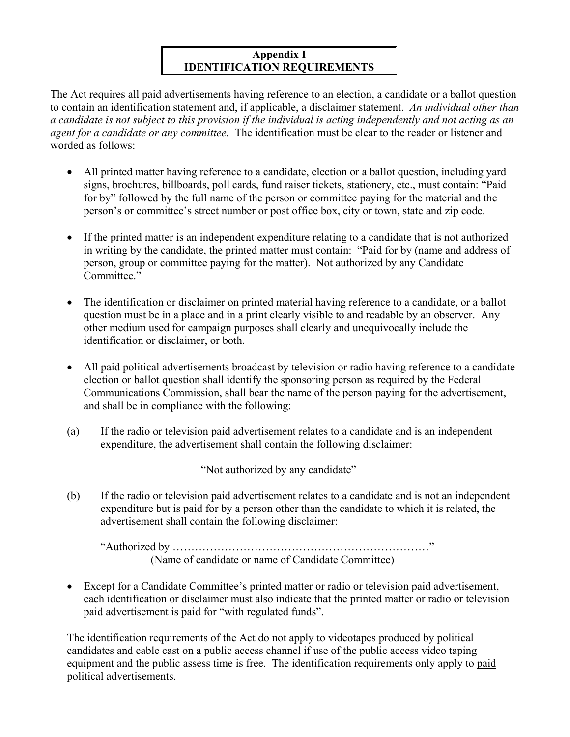# Appendix I
# IDENTIFICATION REQUIREMENTS

The Act requires all paid advertisements having reference to an election, a candidate or a ballot question to contain an identification statement and, if applicable, a disclaimer statement. *An individual other than a candidate is not subject to this provision if the individual is acting independently and not acting as an agent for a candidate or any committee.* The identification must be clear to the reader or listener and worded as follows:

- All printed matter having reference to a candidate, election or a ballot question, including yard signs, brochures, billboards, poll cards, fund raiser tickets, stationery, etc., must contain: "Paid for by" followed by the full name of the person or committee paying for the material and the person's or committee's street number or post office box, city or town, state and zip code.

- If the printed matter is an independent expenditure relating to a candidate that is not authorized in writing by the candidate, the printed matter must contain: "Paid for by (name and address of person, group or committee paying for the matter). Not authorized by any Candidate Committee."

- The identification or disclaimer on printed material having reference to a candidate, or a ballot question must be in a place and in a print clearly visible to and readable by an observer. Any other medium used for campaign purposes shall clearly and unequivocally include the identification or disclaimer, or both.

- All paid political advertisements broadcast by television or radio having reference to a candidate election or ballot question shall identify the sponsoring person as required by the Federal Communications Commission, shall bear the name of the person paying for the advertisement, and shall be in compliance with the following:

(a) If the radio or television paid advertisement relates to a candidate and is an independent expenditure, the advertisement shall contain the following disclaimer:

"Not authorized by any candidate"

(b) If the radio or television paid advertisement relates to a candidate and is not an independent expenditure but is paid for by a person other than the candidate to which it is related, the advertisement shall contain the following disclaimer:

"Authorized by ……………………………………………………………"
(Name of candidate or name of Candidate Committee)

- Except for a Candidate Committee's printed matter or radio or television paid advertisement, each identification or disclaimer must also indicate that the printed matter or radio or television paid advertisement is paid for "with regulated funds".

The identification requirements of the Act do not apply to videotapes produced by political candidates and cable cast on a public access channel if use of the public access video taping equipment and the public assess time is free. The identification requirements only apply to <u>paid</u> political advertisements.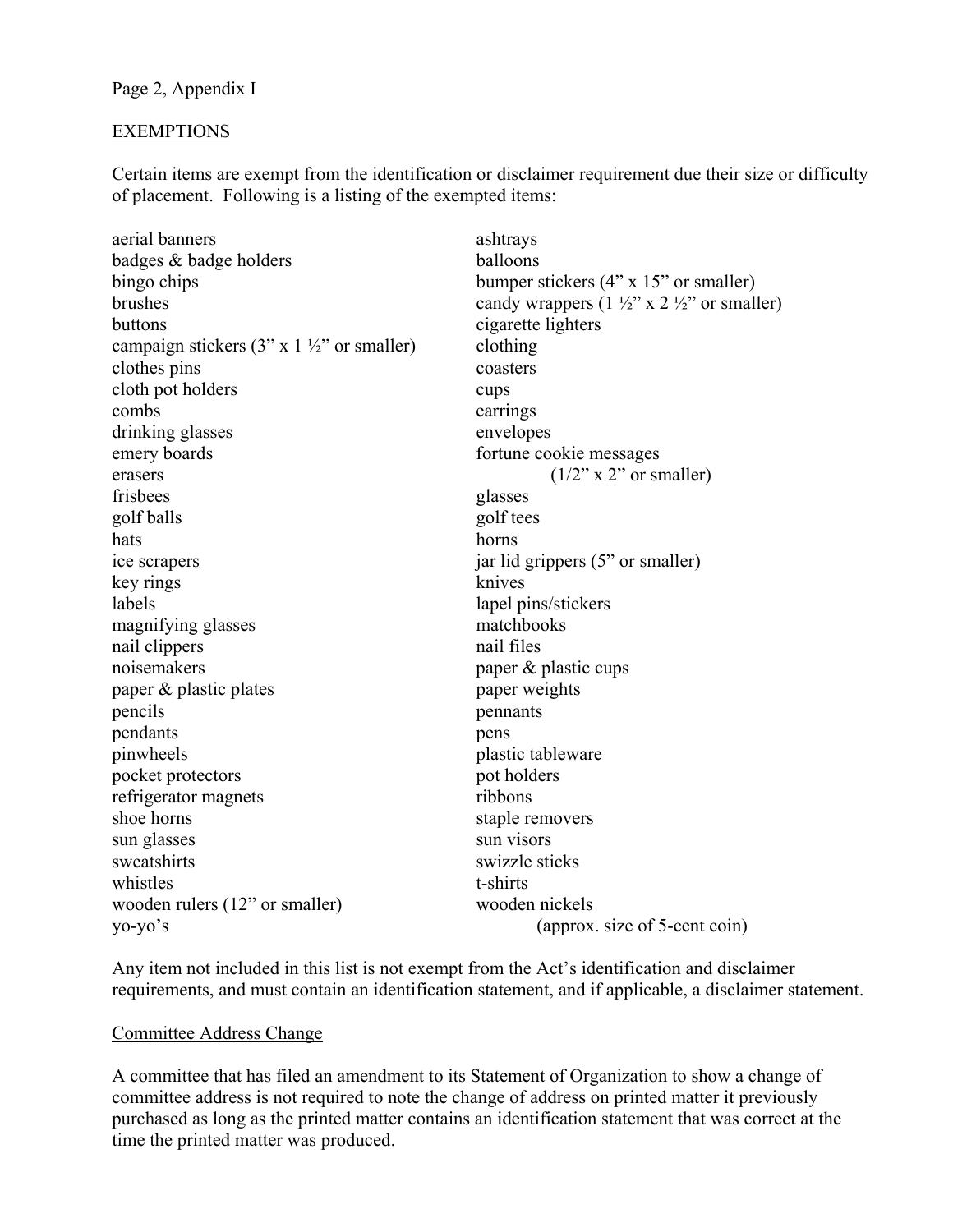## EXEMPTIONS

Certain items are exempt from the identification or disclaimer requirement due their size or difficulty of placement. Following is a listing of the exempted items:

- aerial banners
- badges & badge holders
- bingo chips
- brushes
- buttons
- campaign stickers (3" x 1 ½" or smaller)
- clothes pins
- cloth pot holders
- combs
- drinking glasses
- emery boards
- erasers
- frisbees
- golf balls
- hats
- ice scrapers
- key rings
- labels
- magnifying glasses
- nail clippers
- noisemakers
- paper & plastic plates
- pencils
- pendants
- pinwheels
- pocket protectors
- refrigerator magnets
- shoe horns
- sun glasses
- sweatshirts
- whistles
- wooden rulers (12" or smaller)
- yo-yo's
- ashtrays
- balloons
- bumper stickers (4" x 15" or smaller)
- candy wrappers (1 ½" x 2 ½" or smaller)
- cigarette lighters
- clothing
- coasters
- cups
- earrings
- envelopes
- fortune cookie messages (1/2" x 2" or smaller)
- glasses
- golf tees
- horns
- jar lid grippers (5" or smaller)
- knives
- lapel pins/stickers
- matchbooks
- nail files
- paper & plastic cups
- paper weights
- pennants
- pens
- plastic tableware
- pot holders
- ribbons
- staple removers
- sun visors
- swizzle sticks
- t-shirts
- wooden nickels (approx. size of 5-cent coin)

Any item not included in this list is not exempt from the Act's identification and disclaimer requirements, and must contain an identification statement, and if applicable, a disclaimer statement.

## Committee Address Change

A committee that has filed an amendment to its Statement of Organization to show a change of committee address is not required to note the change of address on printed matter it previously purchased as long as the printed matter contains an identification statement that was correct at the time the printed matter was produced.